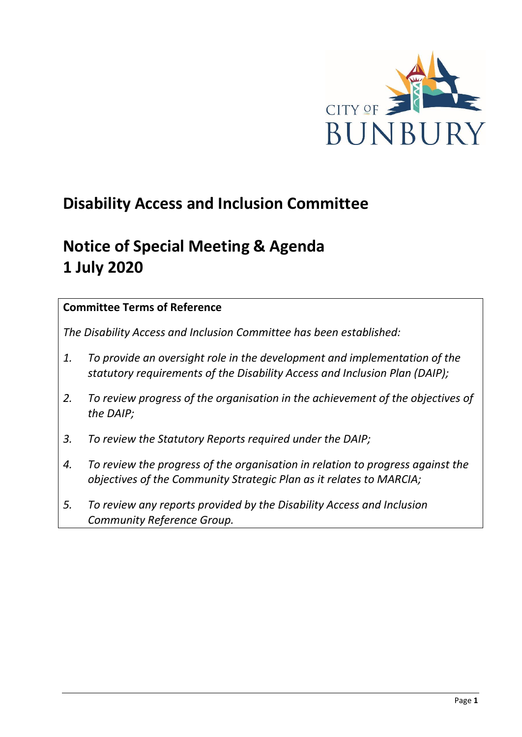# Disability Access and Inclusion Committee

# Notice of Special Meeting & Agenda
# 1 July 2020

**Committee Terms of Reference**

*The Disability Access and Inclusion Committee has been established:*

1. *To provide an oversight role in the development and implementation of the statutory requirements of the Disability Access and Inclusion Plan (DAIP);*
2. *To review progress of the organisation in the achievement of the objectives of the DAIP;*
3. *To review the Statutory Reports required under the DAIP;*
4. *To review the progress of the organisation in relation to progress against the objectives of the Community Strategic Plan as it relates to MARCIA;*
5. *To review any reports provided by the Disability Access and Inclusion Community Reference Group.*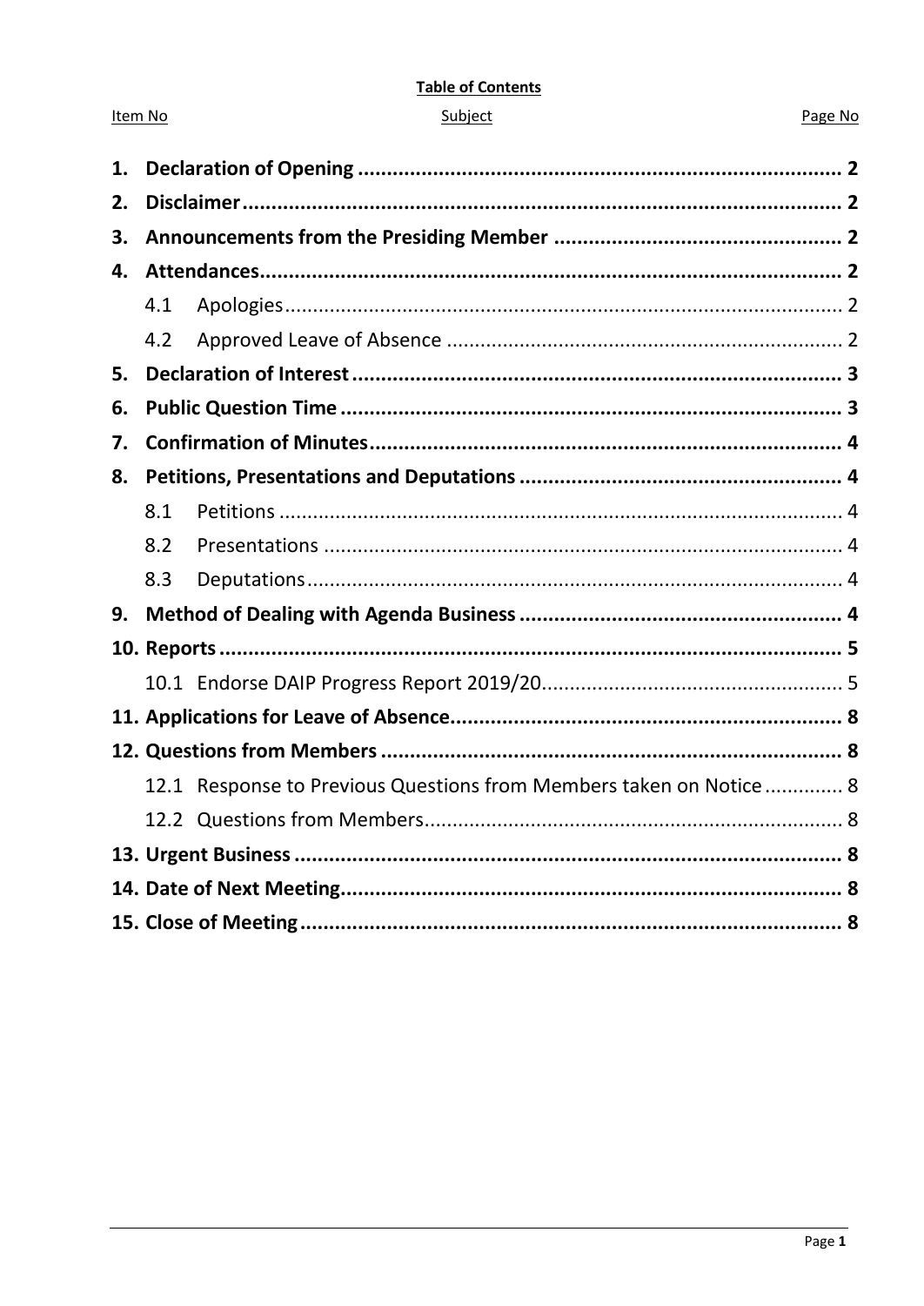**Table of Contents**

| Item No | Subject | Page No |
|---|---|---|
| **1.** | **Declaration of Opening** | **2** |
| **2.** | **Disclaimer** | **2** |
| **3.** | **Announcements from the Presiding Member** | **2** |
| **4.** | **Attendances** | **2** |
| 4.1 | Apologies | 2 |
| 4.2 | Approved Leave of Absence | 2 |
| **5.** | **Declaration of Interest** | **3** |
| **6.** | **Public Question Time** | **3** |
| **7.** | **Confirmation of Minutes** | **4** |
| **8.** | **Petitions, Presentations and Deputations** | **4** |
| 8.1 | Petitions | 4 |
| 8.2 | Presentations | 4 |
| 8.3 | Deputations | 4 |
| **9.** | **Method of Dealing with Agenda Business** | **4** |
| **10.** | **Reports** | **5** |
| 10.1 | Endorse DAIP Progress Report 2019/20 | 5 |
| **11.** | **Applications for Leave of Absence** | **8** |
| **12.** | **Questions from Members** | **8** |
| 12.1 | Response to Previous Questions from Members taken on Notice | 8 |
| 12.2 | Questions from Members | 8 |
| **13.** | **Urgent Business** | **8** |
| **14.** | **Date of Next Meeting** | **8** |
| **15.** | **Close of Meeting** | **8** |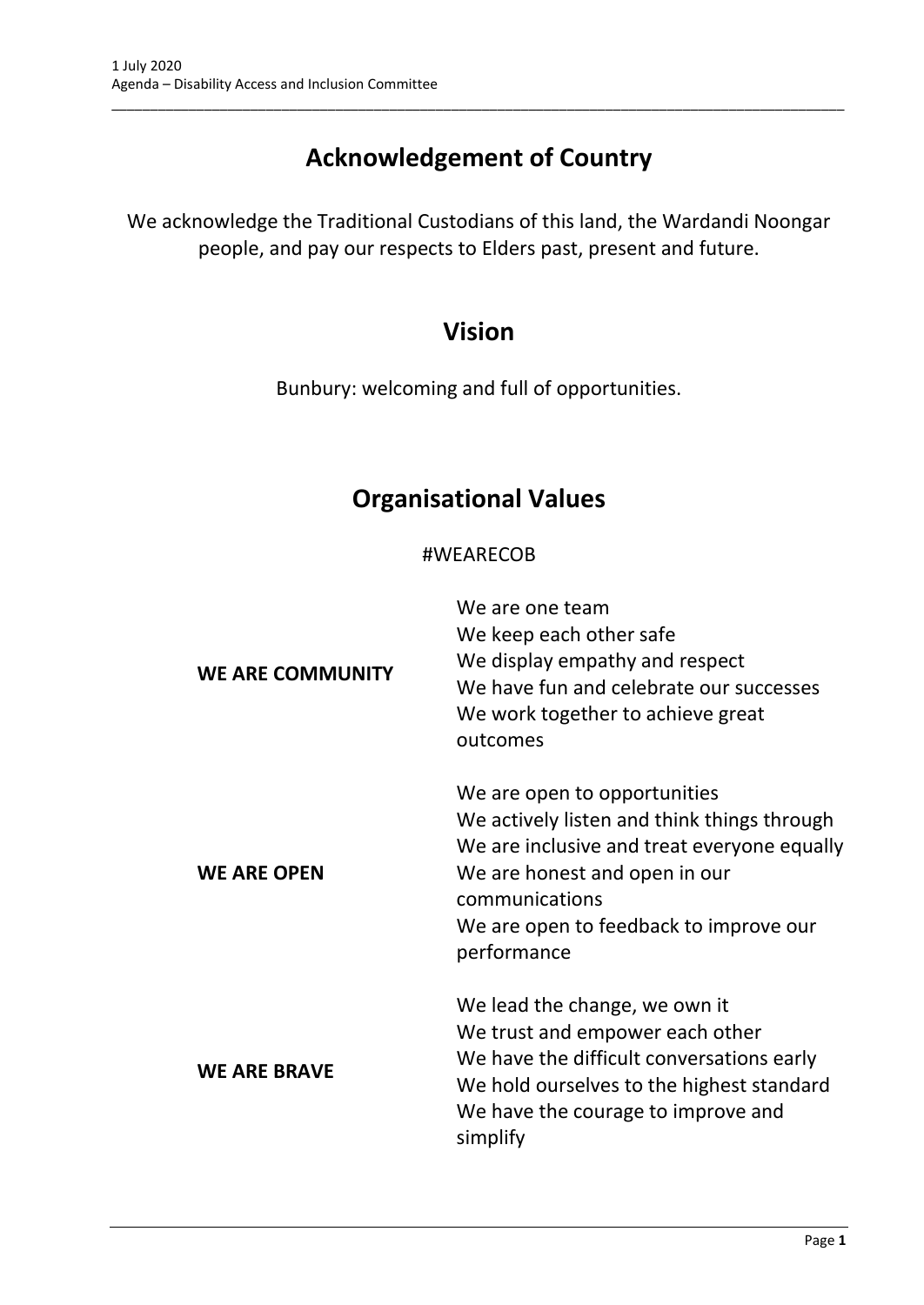# Acknowledgement of Country

We acknowledge the Traditional Custodians of this land, the Wardandi Noongar people, and pay our respects to Elders past, present and future.

# Vision

Bunbury: welcoming and full of opportunities.

# Organisational Values

#WEARECOB

| | |
|---|---|
| **WE ARE COMMUNITY** | We are one team<br>We keep each other safe<br>We display empathy and respect<br>We have fun and celebrate our successes<br>We work together to achieve great outcomes |
| **WE ARE OPEN** | We are open to opportunities<br>We actively listen and think things through<br>We are inclusive and treat everyone equally<br>We are honest and open in our communications<br>We are open to feedback to improve our performance |
| **WE ARE BRAVE** | We lead the change, we own it<br>We trust and empower each other<br>We have the difficult conversations early<br>We hold ourselves to the highest standard<br>We have the courage to improve and simplify |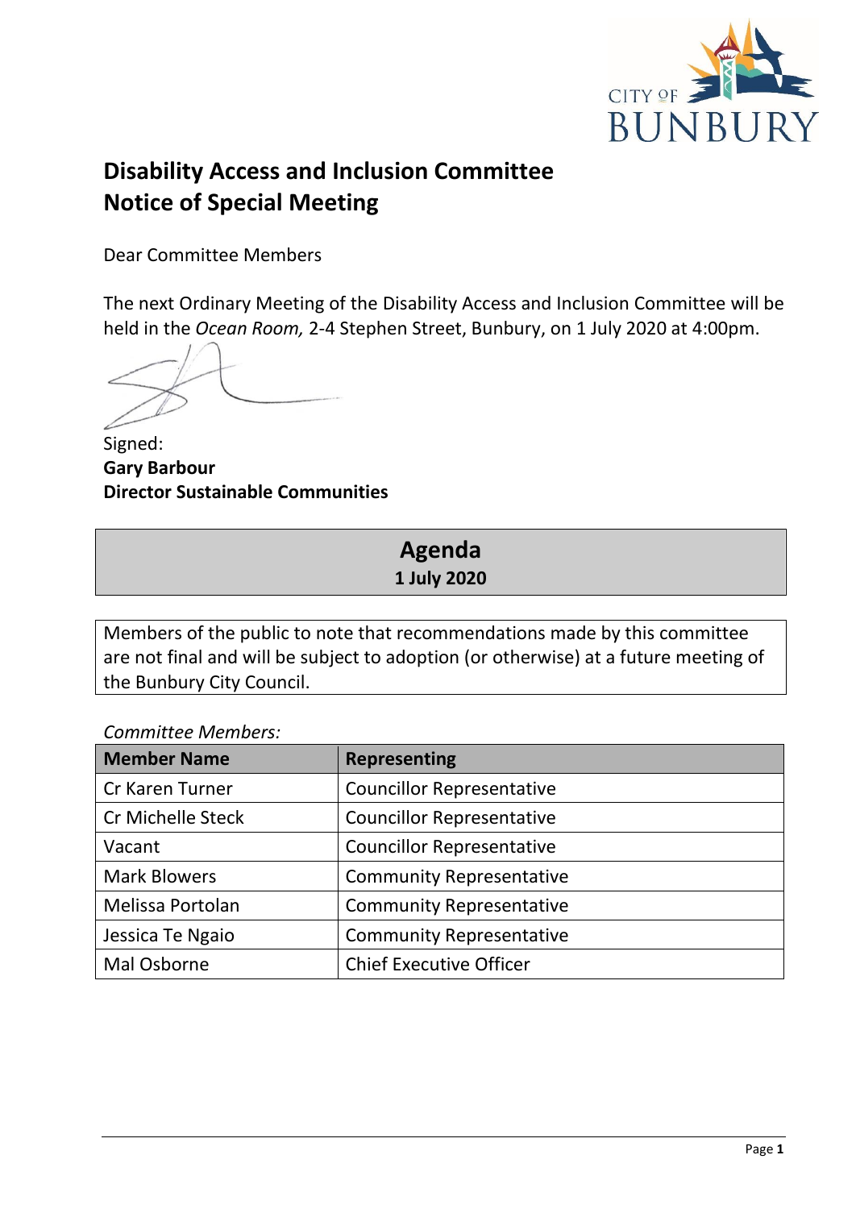# Disability Access and Inclusion Committee
# Notice of Special Meeting

Dear Committee Members

The next Ordinary Meeting of the Disability Access and Inclusion Committee will be held in the *Ocean Room,* 2-4 Stephen Street, Bunbury, on 1 July 2020 at 4:00pm.

Signed:
**Gary Barbour**
**Director Sustainable Communities**

## Agenda
**1 July 2020**

Members of the public to note that recommendations made by this committee are not final and will be subject to adoption (or otherwise) at a future meeting of the Bunbury City Council.

*Committee Members:*

| Member Name | Representing |
|---|---|
| Cr Karen Turner | Councillor Representative |
| Cr Michelle Steck | Councillor Representative |
| Vacant | Councillor Representative |
| Mark Blowers | Community Representative |
| Melissa Portolan | Community Representative |
| Jessica Te Ngaio | Community Representative |
| Mal Osborne | Chief Executive Officer |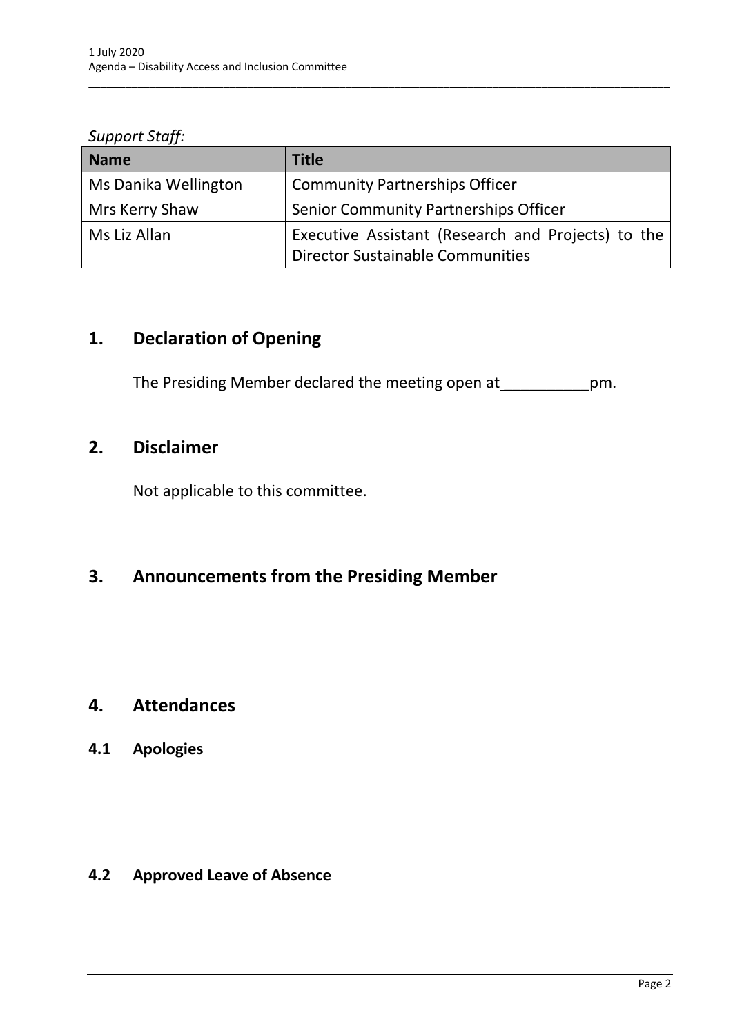*Support Staff:*

| Name | Title |
| --- | --- |
| Ms Danika Wellington | Community Partnerships Officer |
| Mrs Kerry Shaw | Senior Community Partnerships Officer |
| Ms Liz Allan | Executive Assistant (Research and Projects) to the Director Sustainable Communities |

## 1. Declaration of Opening

The Presiding Member declared the meeting open at __________ pm.

## 2. Disclaimer

Not applicable to this committee.

## 3. Announcements from the Presiding Member

## 4. Attendances

### 4.1 Apologies

### 4.2 Approved Leave of Absence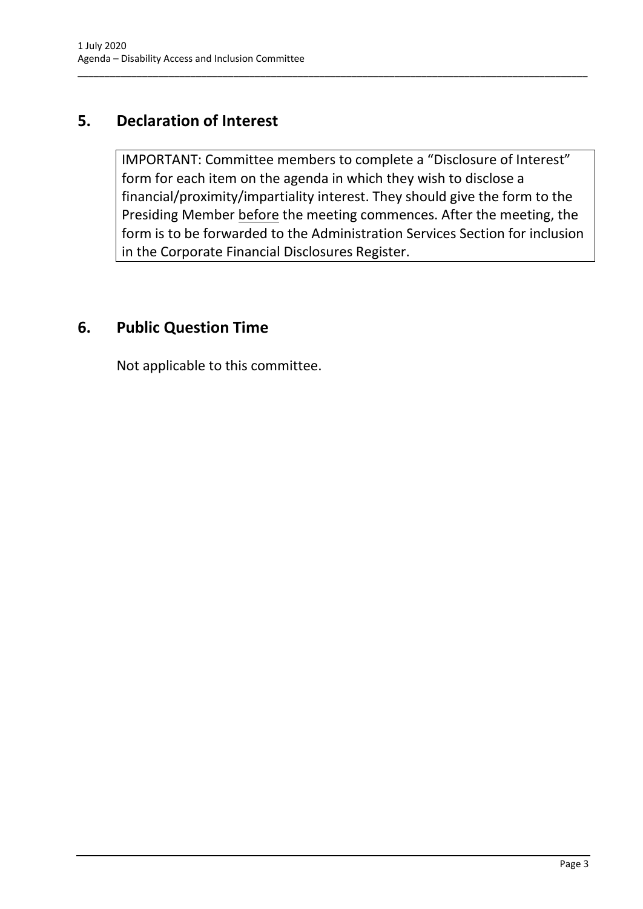## 5. Declaration of Interest

IMPORTANT: Committee members to complete a "Disclosure of Interest" form for each item on the agenda in which they wish to disclose a financial/proximity/impartiality interest. They should give the form to the Presiding Member <u>before</u> the meeting commences. After the meeting, the form is to be forwarded to the Administration Services Section for inclusion in the Corporate Financial Disclosures Register.

## 6. Public Question Time

Not applicable to this committee.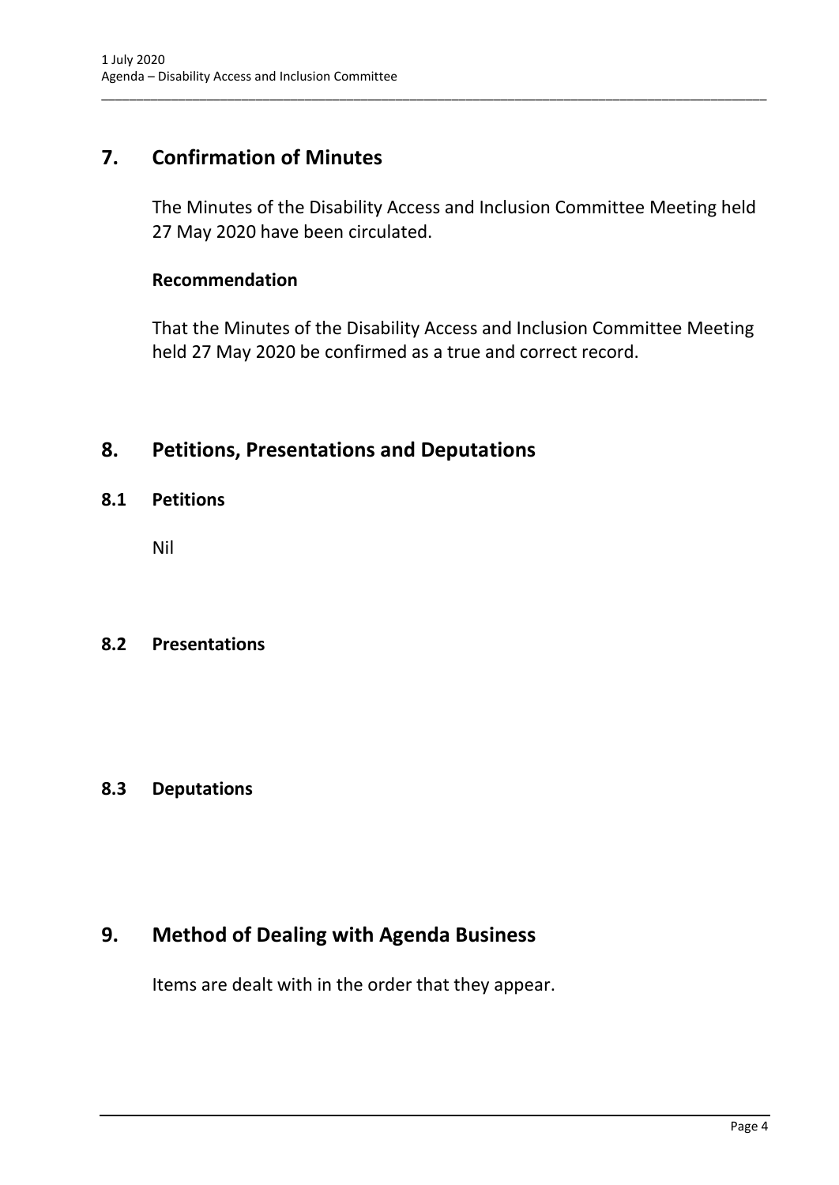## 7. Confirmation of Minutes

The Minutes of the Disability Access and Inclusion Committee Meeting held 27 May 2020 have been circulated.

**Recommendation**

That the Minutes of the Disability Access and Inclusion Committee Meeting held 27 May 2020 be confirmed as a true and correct record.

## 8. Petitions, Presentations and Deputations

### 8.1 Petitions

Nil

### 8.2 Presentations

### 8.3 Deputations

## 9. Method of Dealing with Agenda Business

Items are dealt with in the order that they appear.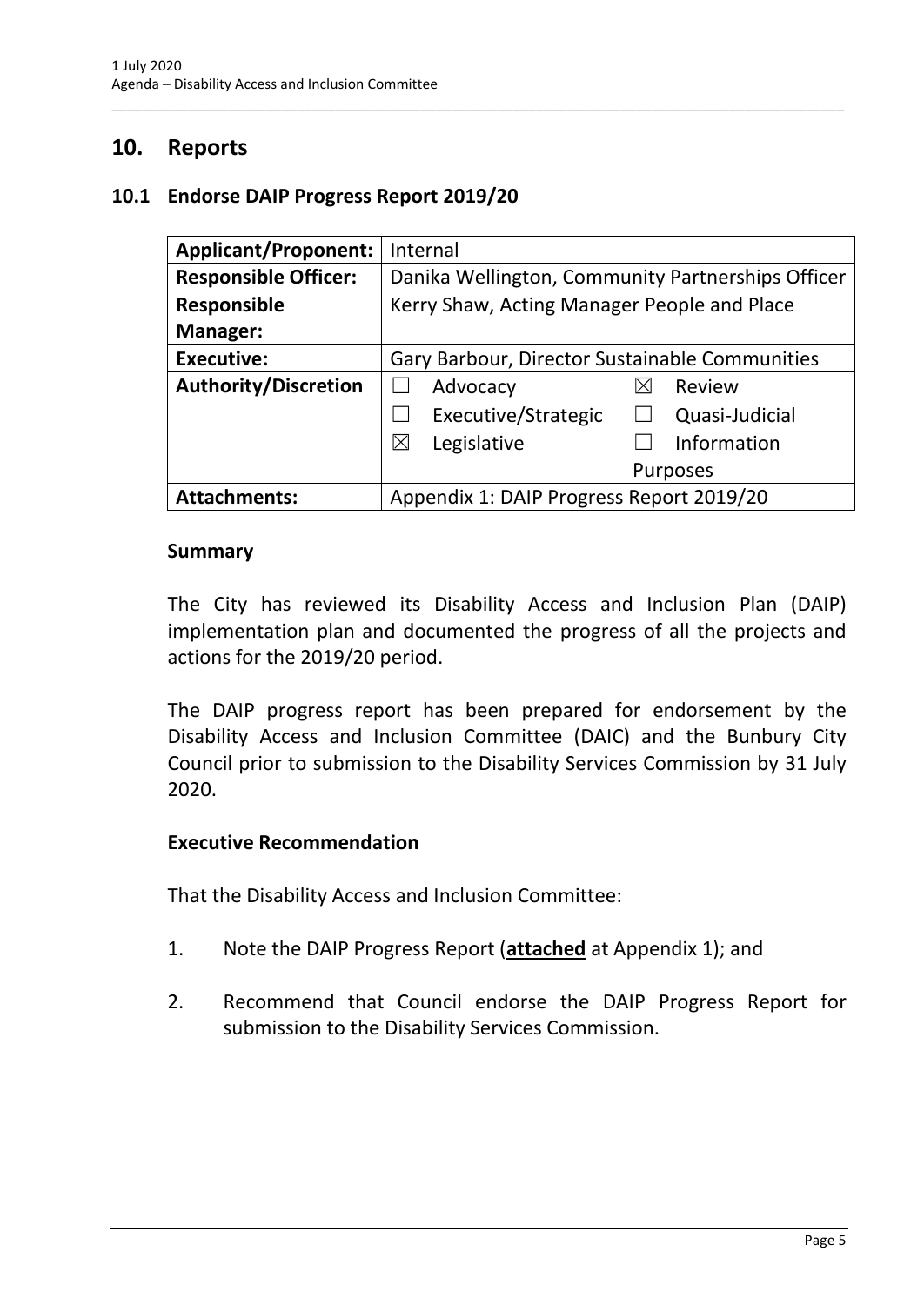## 10. Reports

### 10.1 Endorse DAIP Progress Report 2019/20

| **Applicant/Proponent:** | Internal | |
|---|---|---|
| **Responsible Officer:** | Danika Wellington, Community Partnerships Officer | |
| **Responsible Manager:** | Kerry Shaw, Acting Manager People and Place | |
| **Executive:** | Gary Barbour, Director Sustainable Communities | |
| **Authority/Discretion** | ☐ Advocacy | ☒ Review |
| | ☐ Executive/Strategic | ☐ Quasi-Judicial |
| | ☒ Legislative | ☐ Information Purposes |
| **Attachments:** | Appendix 1: DAIP Progress Report 2019/20 | |

#### Summary

The City has reviewed its Disability Access and Inclusion Plan (DAIP) implementation plan and documented the progress of all the projects and actions for the 2019/20 period.

The DAIP progress report has been prepared for endorsement by the Disability Access and Inclusion Committee (DAIC) and the Bunbury City Council prior to submission to the Disability Services Commission by 31 July 2020.

#### Executive Recommendation

That the Disability Access and Inclusion Committee:

1. Note the DAIP Progress Report (**attached** at Appendix 1); and
2. Recommend that Council endorse the DAIP Progress Report for submission to the Disability Services Commission.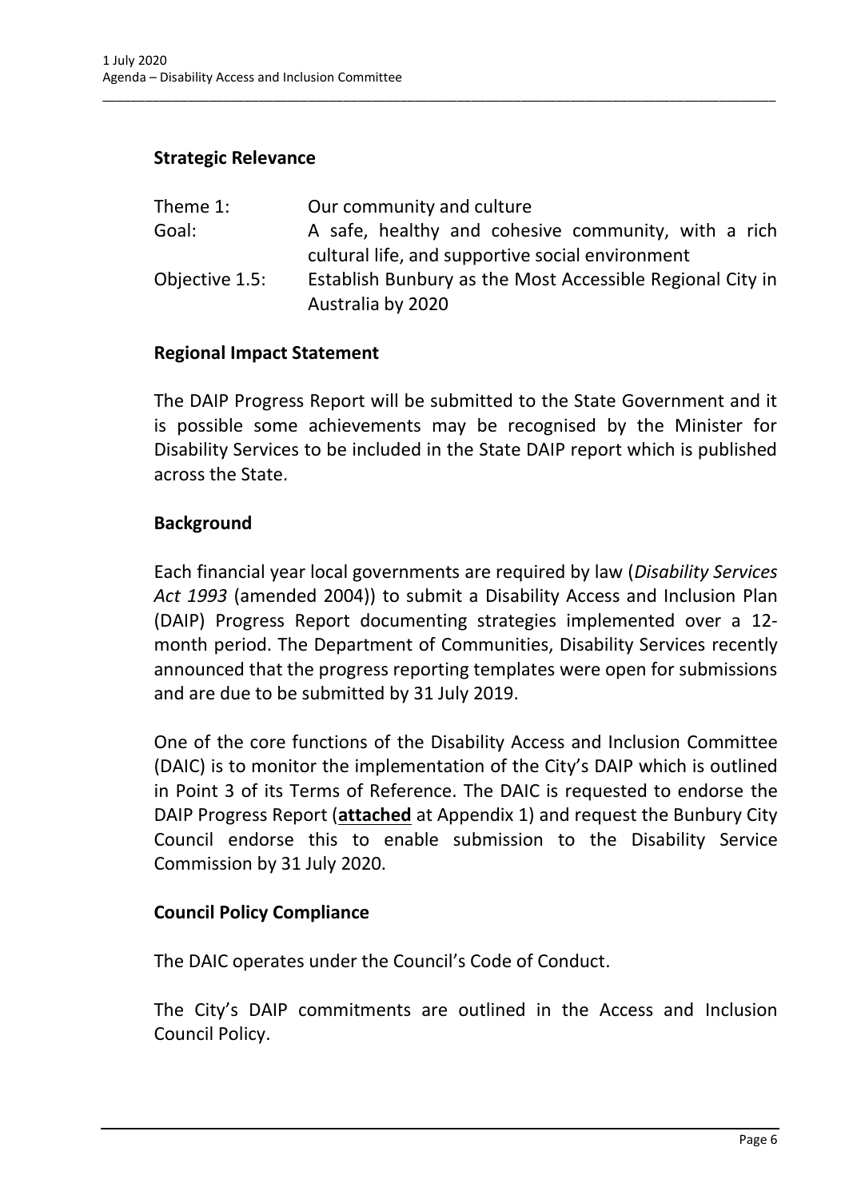## Strategic Relevance

| | |
|---|---|
| Theme 1: | Our community and culture |
| Goal: | A safe, healthy and cohesive community, with a rich cultural life, and supportive social environment |
| Objective 1.5: | Establish Bunbury as the Most Accessible Regional City in Australia by 2020 |

## Regional Impact Statement

The DAIP Progress Report will be submitted to the State Government and it is possible some achievements may be recognised by the Minister for Disability Services to be included in the State DAIP report which is published across the State.

## Background

Each financial year local governments are required by law (*Disability Services Act 1993* (amended 2004)) to submit a Disability Access and Inclusion Plan (DAIP) Progress Report documenting strategies implemented over a 12-month period. The Department of Communities, Disability Services recently announced that the progress reporting templates were open for submissions and are due to be submitted by 31 July 2019.

One of the core functions of the Disability Access and Inclusion Committee (DAIC) is to monitor the implementation of the City's DAIP which is outlined in Point 3 of its Terms of Reference. The DAIC is requested to endorse the DAIP Progress Report (**attached** at Appendix 1) and request the Bunbury City Council endorse this to enable submission to the Disability Service Commission by 31 July 2020.

## Council Policy Compliance

The DAIC operates under the Council's Code of Conduct.

The City's DAIP commitments are outlined in the Access and Inclusion Council Policy.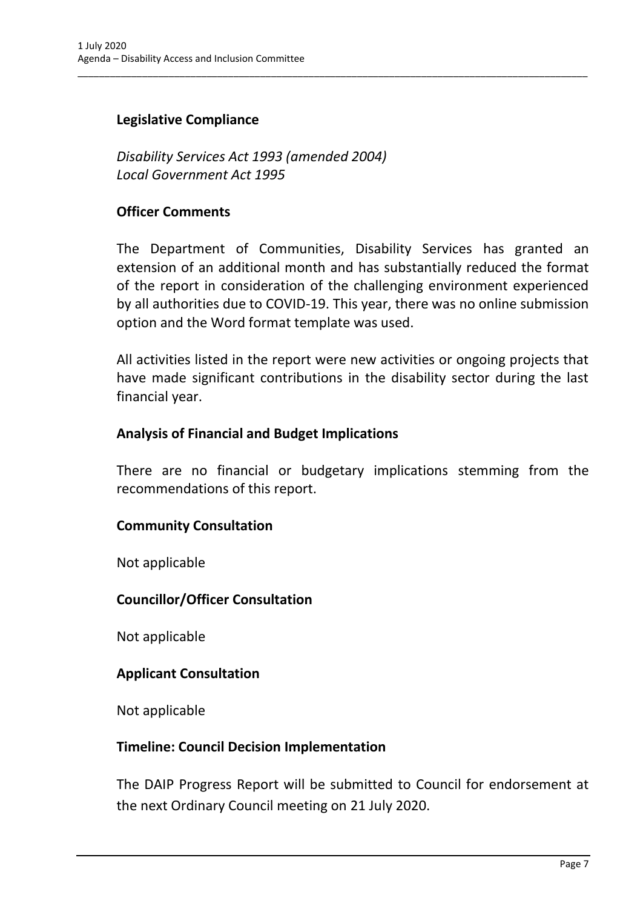## Legislative Compliance

*Disability Services Act 1993 (amended 2004)*
*Local Government Act 1995*

## Officer Comments

The Department of Communities, Disability Services has granted an extension of an additional month and has substantially reduced the format of the report in consideration of the challenging environment experienced by all authorities due to COVID-19. This year, there was no online submission option and the Word format template was used.

All activities listed in the report were new activities or ongoing projects that have made significant contributions in the disability sector during the last financial year.

## Analysis of Financial and Budget Implications

There are no financial or budgetary implications stemming from the recommendations of this report.

## Community Consultation

Not applicable

## Councillor/Officer Consultation

Not applicable

## Applicant Consultation

Not applicable

## Timeline: Council Decision Implementation

The DAIP Progress Report will be submitted to Council for endorsement at the next Ordinary Council meeting on 21 July 2020.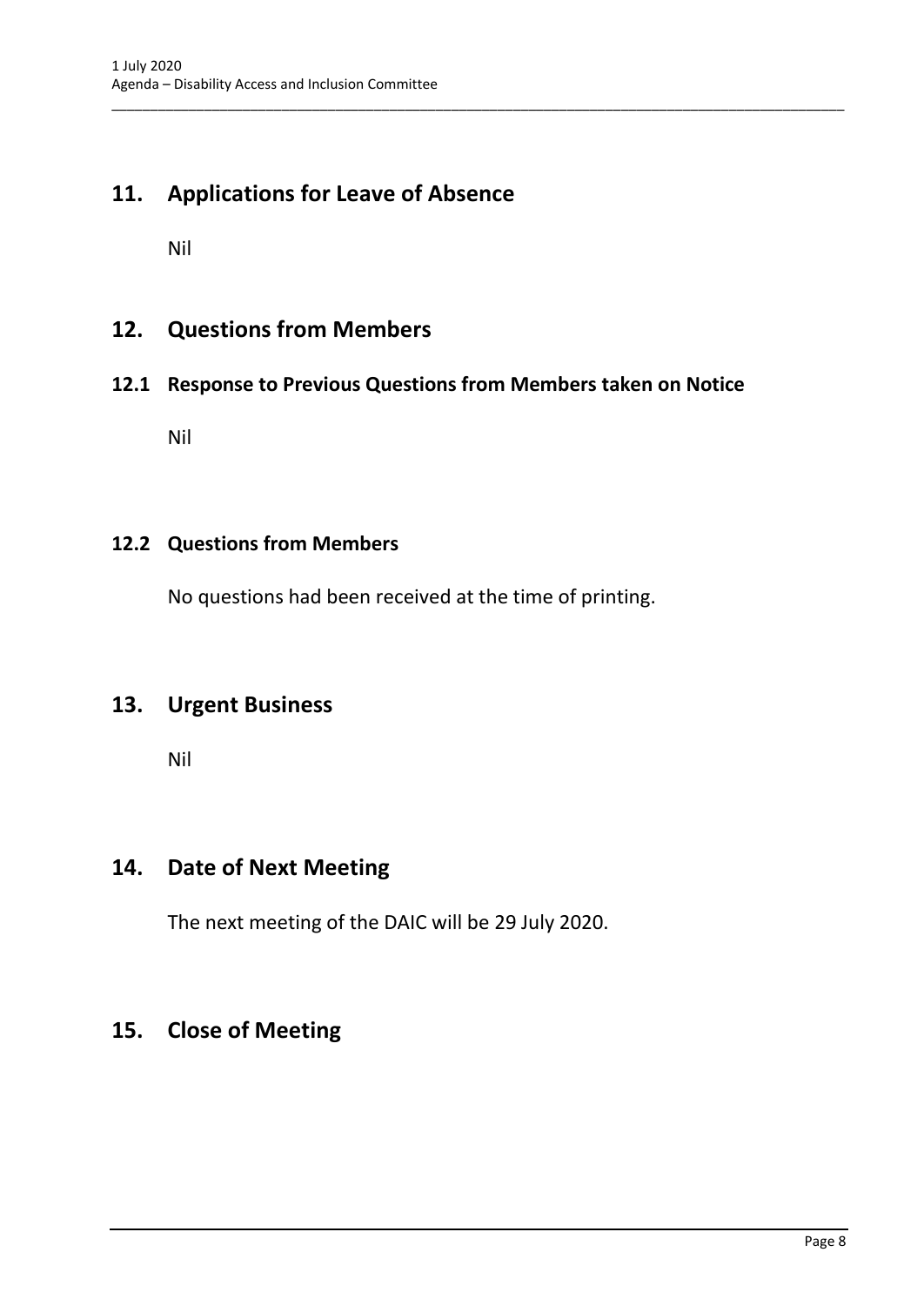## 11. Applications for Leave of Absence

Nil

## 12. Questions from Members

### 12.1 Response to Previous Questions from Members taken on Notice

Nil

### 12.2 Questions from Members

No questions had been received at the time of printing.

## 13. Urgent Business

Nil

## 14. Date of Next Meeting

The next meeting of the DAIC will be 29 July 2020.

## 15. Close of Meeting